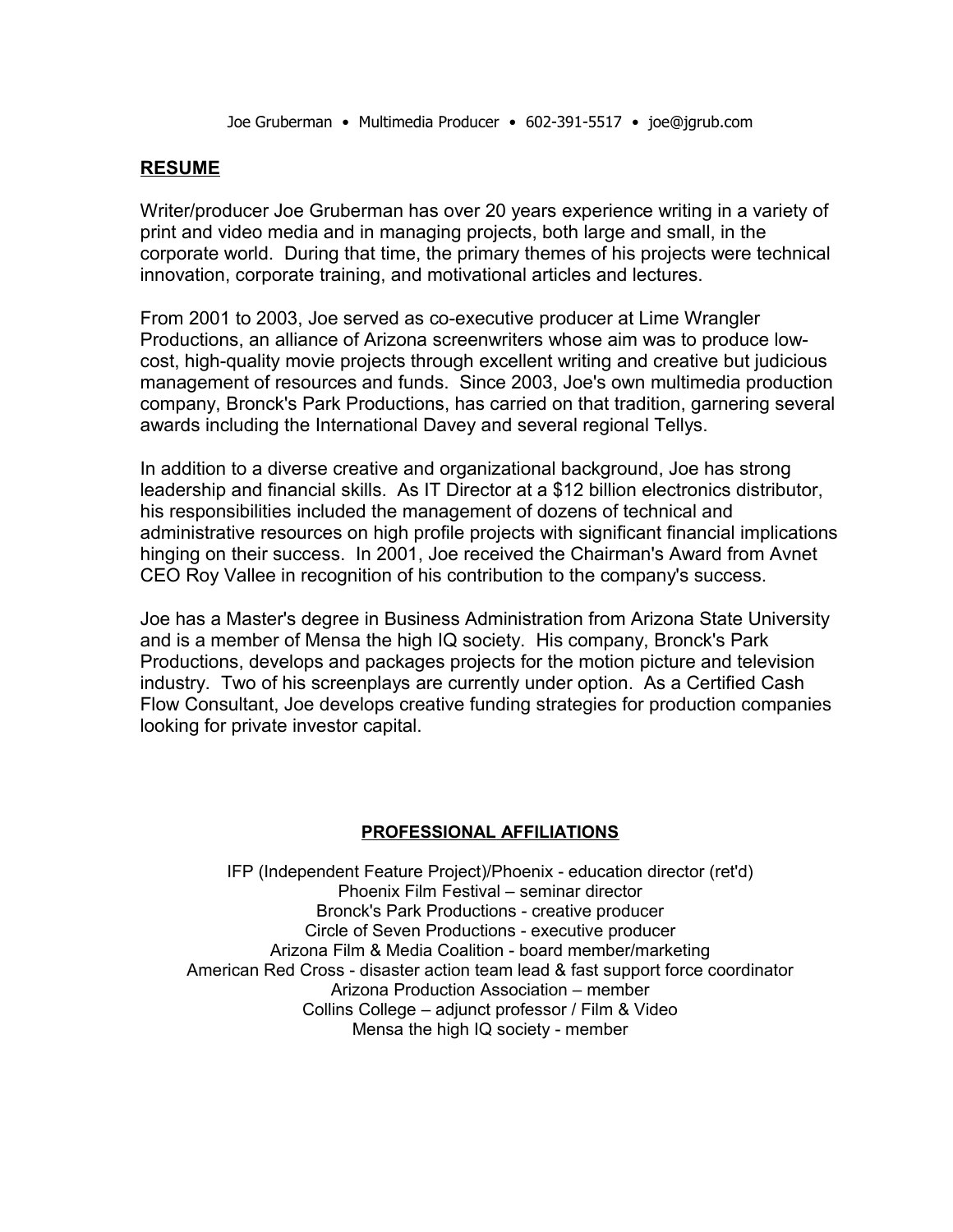Joe Gruberman • Multimedia Producer • 602-391-5517 • joe@jgrub.com

## RESUME

Writer/producer Joe Gruberman has over 20 years experience writing in a variety of print and video media and in managing projects, both large and small, in the corporate world. During that time, the primary themes of his projects were technical innovation, corporate training, and motivational articles and lectures.

From 2001 to 2003, Joe served as co-executive producer at Lime Wrangler Productions, an alliance of Arizona screenwriters whose aim was to produce low-cost, high-quality movie projects through excellent writing and creative but judicious management of resources and funds. Since 2003, Joe's own multimedia production company, Bronck's Park Productions, has carried on that tradition, garnering several awards including the International Davey and several regional Tellys.

In addition to a diverse creative and organizational background, Joe has strong leadership and financial skills. As IT Director at a $12 billion electronics distributor, his responsibilities included the management of dozens of technical and administrative resources on high profile projects with significant financial implications hinging on their success. In 2001, Joe received the Chairman's Award from Avnet CEO Roy Vallee in recognition of his contribution to the company's success.

Joe has a Master's degree in Business Administration from Arizona State University and is a member of Mensa the high IQ society. His company, Bronck's Park Productions, develops and packages projects for the motion picture and television industry. Two of his screenplays are currently under option. As a Certified Cash Flow Consultant, Joe develops creative funding strategies for production companies looking for private investor capital.

## PROFESSIONAL AFFILIATIONS

IFP (Independent Feature Project)/Phoenix - education director (ret'd)
Phoenix Film Festival – seminar director
Bronck's Park Productions - creative producer
Circle of Seven Productions - executive producer
Arizona Film & Media Coalition - board member/marketing
American Red Cross - disaster action team lead & fast support force coordinator
Arizona Production Association – member
Collins College – adjunct professor / Film & Video
Mensa the high IQ society - member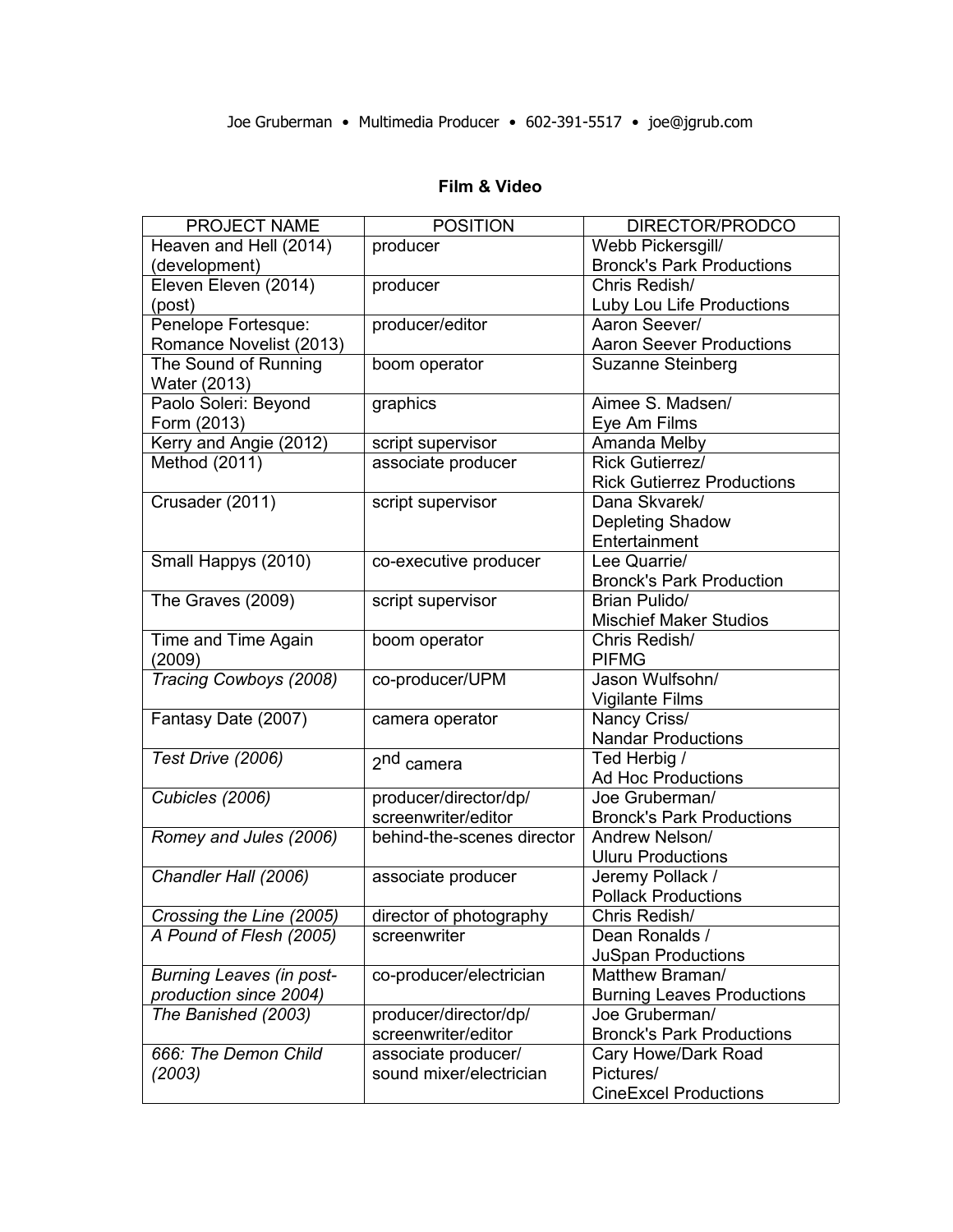Joe Gruberman • Multimedia Producer • 602-391-5517 • joe@jgrub.com

## Film & Video

| PROJECT NAME | POSITION | DIRECTOR/PRODCO |
|---|---|---|
| Heaven and Hell (2014) (development) | producer | Webb Pickersgill/ Bronck's Park Productions |
| Eleven Eleven (2014) (post) | producer | Chris Redish/ Luby Lou Life Productions |
| Penelope Fortesque: Romance Novelist (2013) | producer/editor | Aaron Seever/ Aaron Seever Productions |
| The Sound of Running Water (2013) | boom operator | Suzanne Steinberg |
| Paolo Soleri: Beyond Form (2013) | graphics | Aimee S. Madsen/ Eye Am Films |
| Kerry and Angie (2012) | script supervisor | Amanda Melby |
| Method (2011) | associate producer | Rick Gutierrez/ Rick Gutierrez Productions |
| Crusader (2011) | script supervisor | Dana Skvarek/ Depleting Shadow Entertainment |
| Small Happys (2010) | co-executive producer | Lee Quarrie/ Bronck's Park Production |
| The Graves (2009) | script supervisor | Brian Pulido/ Mischief Maker Studios |
| Time and Time Again (2009) | boom operator | Chris Redish/ PIFMG |
| *Tracing Cowboys (2008)* | co-producer/UPM | Jason Wulfsohn/ Vigilante Films |
| Fantasy Date (2007) | camera operator | Nancy Criss/ Nandar Productions |
| *Test Drive (2006)* | 2nd camera | Ted Herbig / Ad Hoc Productions |
| *Cubicles (2006)* | producer/director/dp/ screenwriter/editor | Joe Gruberman/ Bronck's Park Productions |
| *Romey and Jules (2006)* | behind-the-scenes director | Andrew Nelson/ Uluru Productions |
| *Chandler Hall (2006)* | associate producer | Jeremy Pollack / Pollack Productions |
| *Crossing the Line (2005)* | director of photography | Chris Redish/ |
| *A Pound of Flesh (2005)* | screenwriter | Dean Ronalds / JuSpan Productions |
| *Burning Leaves (in post-production since 2004)* | co-producer/electrician | Matthew Braman/ Burning Leaves Productions |
| *The Banished (2003)* | producer/director/dp/ screenwriter/editor | Joe Gruberman/ Bronck's Park Productions |
| *666: The Demon Child (2003)* | associate producer/ sound mixer/electrician | Cary Howe/Dark Road Pictures/ CineExcel Productions |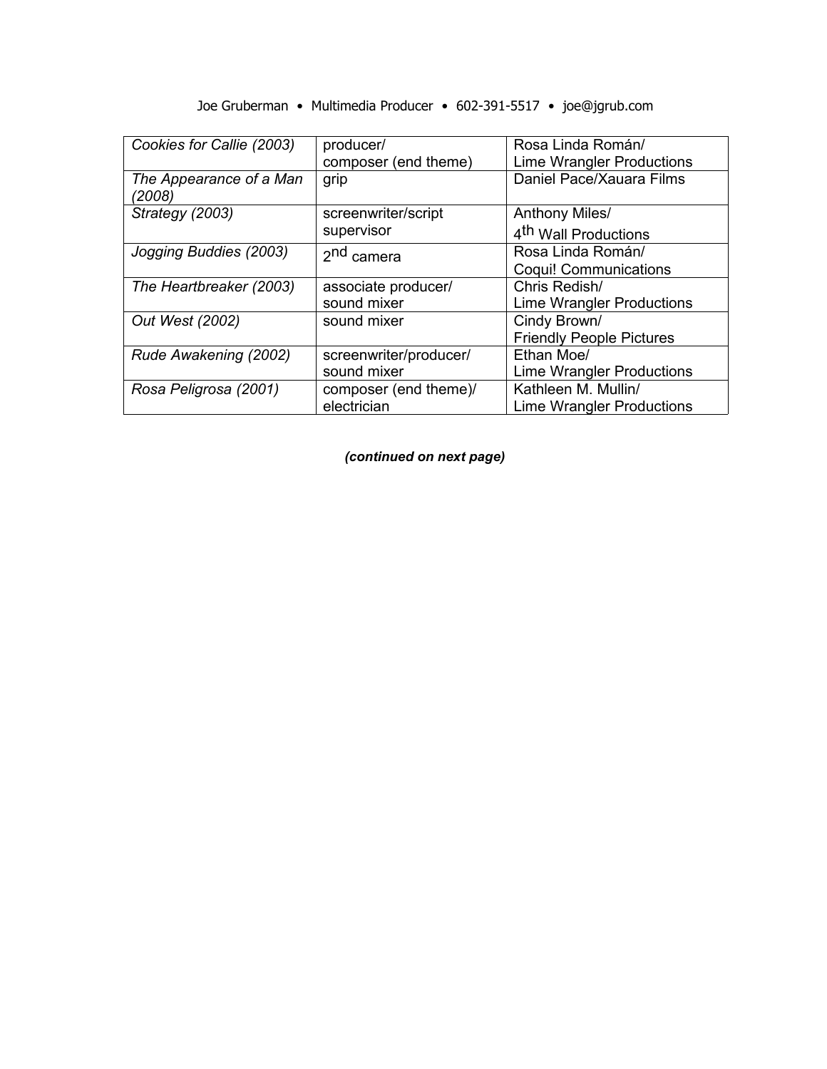| | | |
|---|---|---|
| *Cookies for Callie (2003)* | producer/ composer (end theme) | Rosa Linda Román/ Lime Wrangler Productions |
| *The Appearance of a Man (2008)* | grip | Daniel Pace/Xauara Films |
| *Strategy (2003)* | screenwriter/script supervisor | Anthony Miles/ 4th Wall Productions |
| *Jogging Buddies (2003)* | 2nd camera | Rosa Linda Román/ Coqui! Communications |
| *The Heartbreaker (2003)* | associate producer/ sound mixer | Chris Redish/ Lime Wrangler Productions |
| *Out West (2002)* | sound mixer | Cindy Brown/ Friendly People Pictures |
| *Rude Awakening (2002)* | screenwriter/producer/ sound mixer | Ethan Moe/ Lime Wrangler Productions |
| *Rosa Peligrosa (2001)* | composer (end theme)/ electrician | Kathleen M. Mullin/ Lime Wrangler Productions |

***(continued on next page)***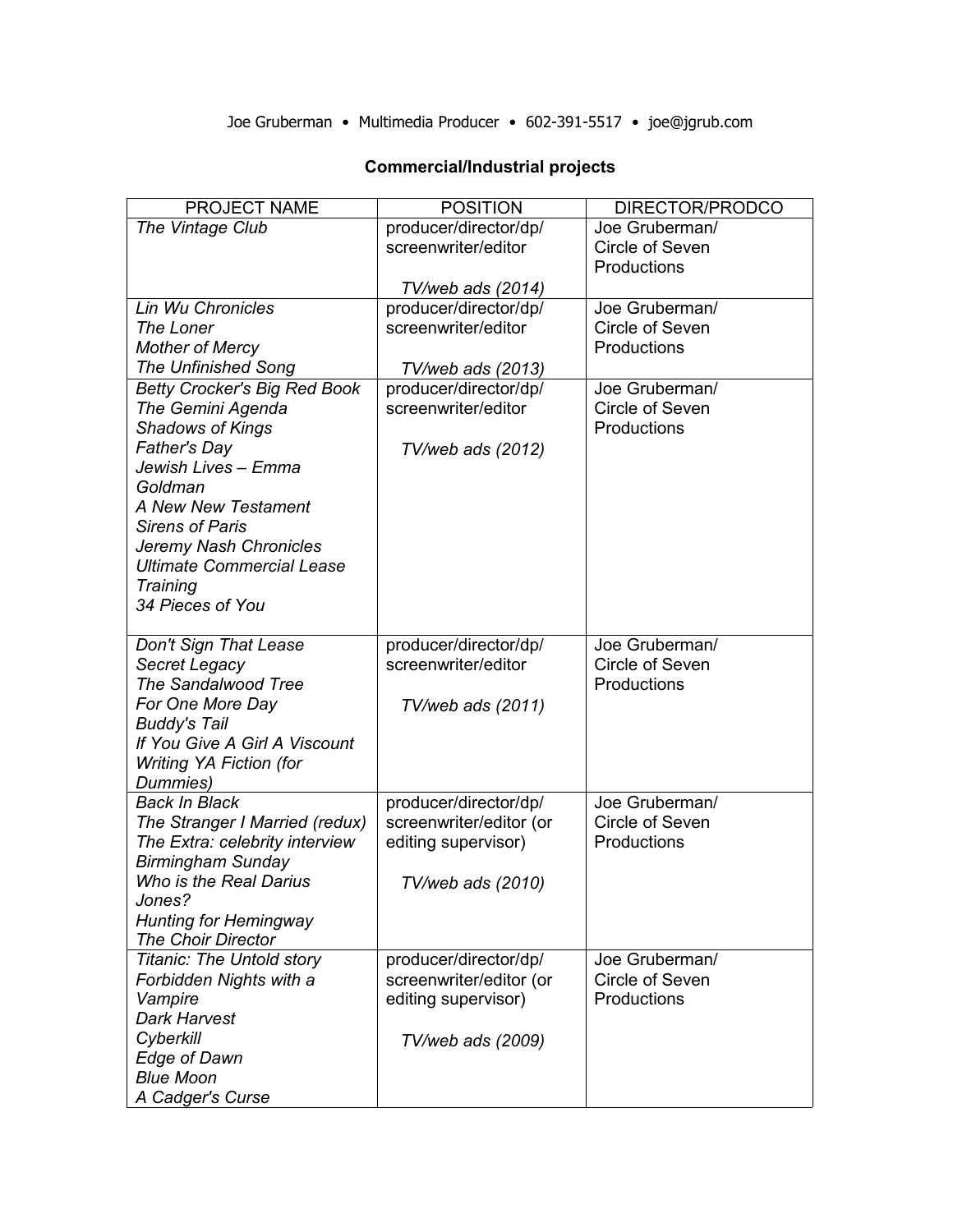Joe Gruberman • Multimedia Producer • 602-391-5517 • joe@jgrub.com

## Commercial/Industrial projects

| PROJECT NAME | POSITION | DIRECTOR/PRODCO |
|---|---|---|
| *The Vintage Club* | producer/director/dp/ screenwriter/editor<br><br>*TV/web ads (2014)* | Joe Gruberman/ Circle of Seven Productions |
| *Lin Wu Chronicles*<br>*The Loner*<br>*Mother of Mercy*<br>*The Unfinished Song* | producer/director/dp/ screenwriter/editor<br><br>*TV/web ads (2013)* | Joe Gruberman/ Circle of Seven Productions |
| *Betty Crocker's Big Red Book*<br>*The Gemini Agenda*<br>*Shadows of Kings*<br>*Father's Day*<br>*Jewish Lives – Emma Goldman*<br>*A New New Testament*<br>*Sirens of Paris*<br>*Jeremy Nash Chronicles*<br>*Ultimate Commercial Lease Training*<br>*34 Pieces of You* | producer/director/dp/ screenwriter/editor<br><br>*TV/web ads (2012)* | Joe Gruberman/ Circle of Seven Productions |
| *Don't Sign That Lease*<br>*Secret Legacy*<br>*The Sandalwood Tree*<br>*For One More Day*<br>*Buddy's Tail*<br>*If You Give A Girl A Viscount*<br>*Writing YA Fiction (for Dummies)* | producer/director/dp/ screenwriter/editor<br><br>*TV/web ads (2011)* | Joe Gruberman/ Circle of Seven Productions |
| *Back In Black*<br>*The Stranger I Married (redux)*<br>*The Extra: celebrity interview*<br>*Birmingham Sunday*<br>*Who is the Real Darius Jones?*<br>*Hunting for Hemingway*<br>*The Choir Director* | producer/director/dp/ screenwriter/editor (or editing supervisor)<br><br>*TV/web ads (2010)* | Joe Gruberman/ Circle of Seven Productions |
| *Titanic: The Untold story*<br>*Forbidden Nights with a Vampire*<br>*Dark Harvest*<br>*Cyberkill*<br>*Edge of Dawn*<br>*Blue Moon*<br>*A Cadger's Curse* | producer/director/dp/ screenwriter/editor (or editing supervisor)<br><br>*TV/web ads (2009)* | Joe Gruberman/ Circle of Seven Productions |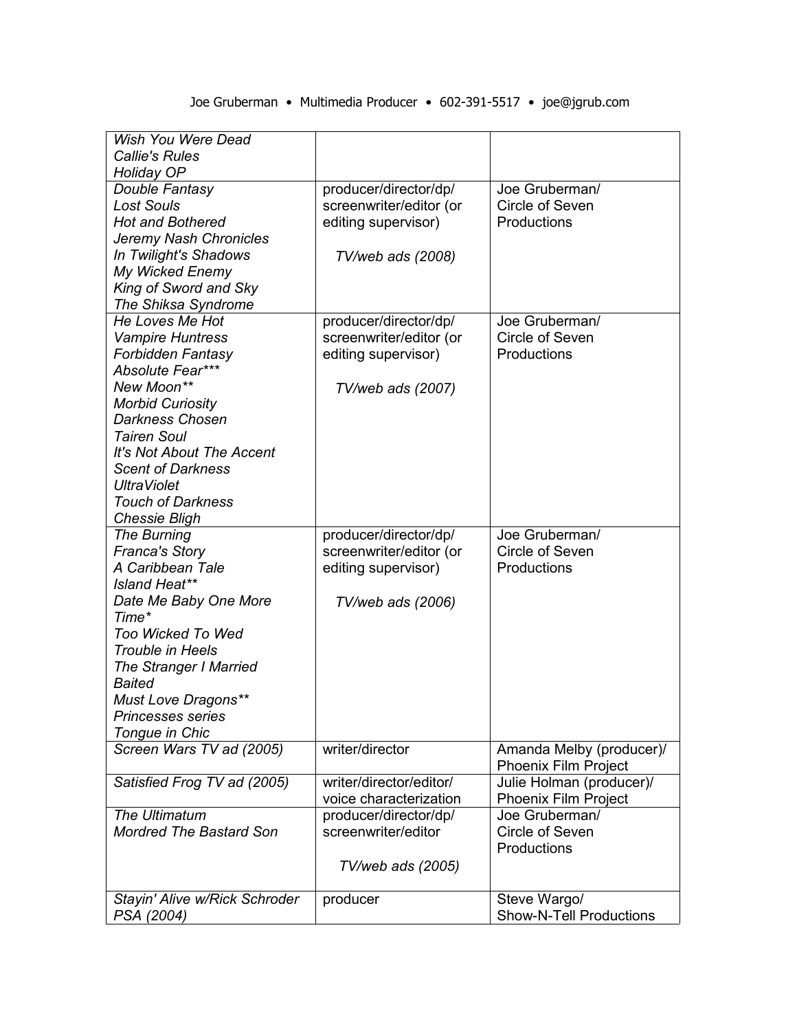| | | |
|---|---|---|
| *Wish You Were Dead*<br>*Callie's Rules*<br>*Holiday OP* | | |
| *Double Fantasy*<br>*Lost Souls*<br>*Hot and Bothered*<br>*Jeremy Nash Chronicles*<br>*In Twilight's Shadows*<br>*My Wicked Enemy*<br>*King of Sword and Sky*<br>*The Shiksa Syndrome* | producer/director/dp/ screenwriter/editor (or editing supervisor)<br><br>*TV/web ads (2008)* | Joe Gruberman/ Circle of Seven Productions |
| *He Loves Me Hot*<br>*Vampire Huntress*<br>*Forbidden Fantasy*<br>*Absolute Fear****<br>*New Moon***<br>*Morbid Curiosity*<br>*Darkness Chosen*<br>*Tairen Soul*<br>*It's Not About The Accent*<br>*Scent of Darkness*<br>*UltraViolet*<br>*Touch of Darkness*<br>*Chessie Bligh* | producer/director/dp/ screenwriter/editor (or editing supervisor)<br><br>*TV/web ads (2007)* | Joe Gruberman/ Circle of Seven Productions |
| *The Burning*<br>*Franca's Story*<br>*A Caribbean Tale*<br>*Island Heat***<br>*Date Me Baby One More Time**<br>*Too Wicked To Wed*<br>*Trouble in Heels*<br>*The Stranger I Married*<br>*Baited*<br>*Must Love Dragons***<br>*Princesses series*<br>*Tongue in Chic* | producer/director/dp/ screenwriter/editor (or editing supervisor)<br><br>*TV/web ads (2006)* | Joe Gruberman/ Circle of Seven Productions |
| *Screen Wars TV ad (2005)* | writer/director | Amanda Melby (producer)/ Phoenix Film Project |
| *Satisfied Frog TV ad (2005)* | writer/director/editor/ voice characterization | Julie Holman (producer)/ Phoenix Film Project |
| *The Ultimatum*<br>*Mordred The Bastard Son* | producer/director/dp/ screenwriter/editor<br><br>*TV/web ads (2005)* | Joe Gruberman/ Circle of Seven Productions |
| *Stayin' Alive w/Rick Schroder PSA (2004)* | producer | Steve Wargo/ Show-N-Tell Productions |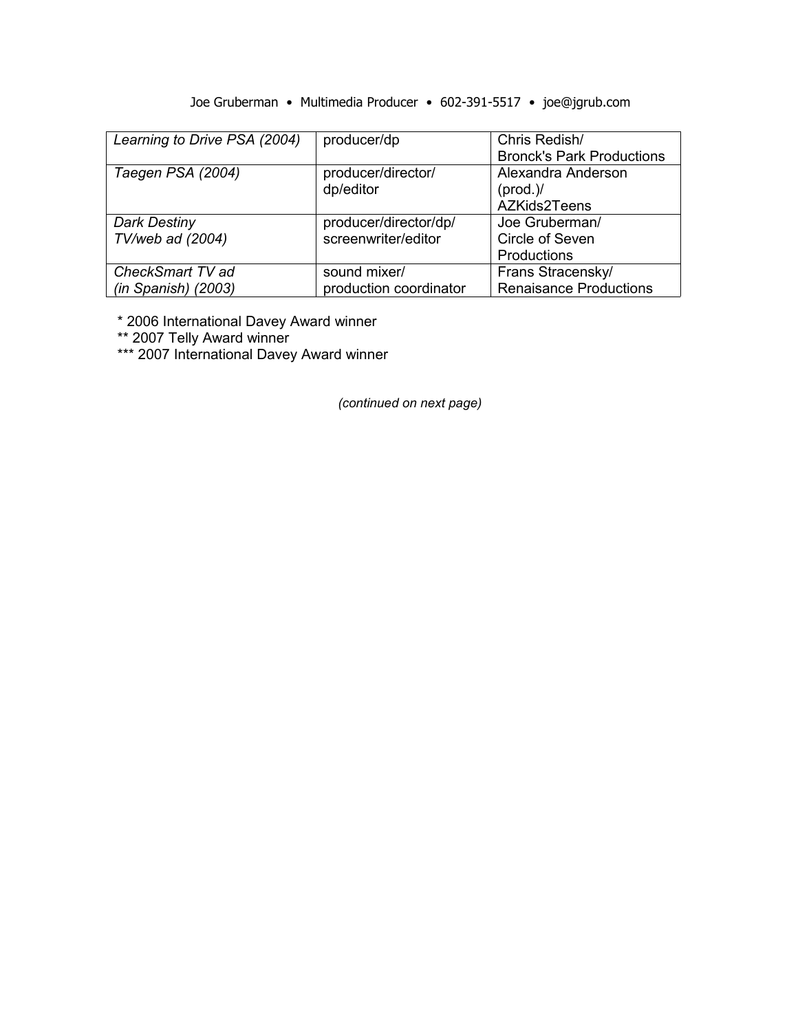| | | |
|---|---|---|
| *Learning to Drive PSA (2004)* | producer/dp | Chris Redish/ Bronck's Park Productions |
| *Taegen PSA (2004)* | producer/director/ dp/editor | Alexandra Anderson (prod.)/ AZKids2Teens |
| *Dark Destiny TV/web ad (2004)* | producer/director/dp/ screenwriter/editor | Joe Gruberman/ Circle of Seven Productions |
| *CheckSmart TV ad (in Spanish) (2003)* | sound mixer/ production coordinator | Frans Stracensky/ Renaisance Productions |

* 2006 International Davey Award winner
** 2007 Telly Award winner
*** 2007 International Davey Award winner

*(continued on next page)*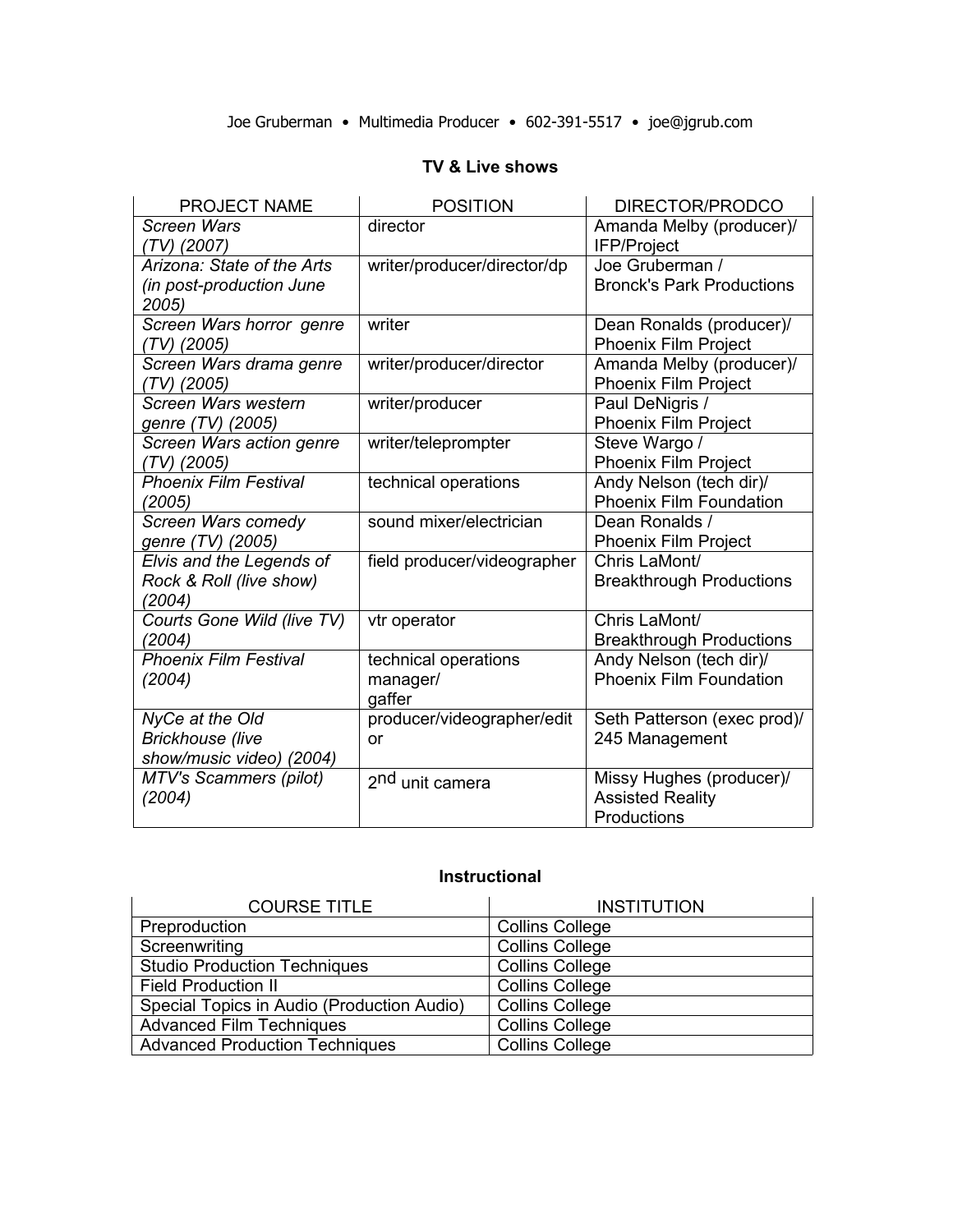Joe Gruberman • Multimedia Producer • 602-391-5517 • joe@jgrub.com

## TV & Live shows

| PROJECT NAME | POSITION | DIRECTOR/PRODCO |
|---|---|---|
| *Screen Wars (TV) (2007)* | director | Amanda Melby (producer)/ IFP/Project |
| *Arizona: State of the Arts (in post-production June 2005)* | writer/producer/director/dp | Joe Gruberman / Bronck's Park Productions |
| *Screen Wars horror genre (TV) (2005)* | writer | Dean Ronalds (producer)/ Phoenix Film Project |
| *Screen Wars drama genre (TV) (2005)* | writer/producer/director | Amanda Melby (producer)/ Phoenix Film Project |
| *Screen Wars western genre (TV) (2005)* | writer/producer | Paul DeNigris / Phoenix Film Project |
| *Screen Wars action genre (TV) (2005)* | writer/teleprompter | Steve Wargo / Phoenix Film Project |
| *Phoenix Film Festival (2005)* | technical operations | Andy Nelson (tech dir)/ Phoenix Film Foundation |
| *Screen Wars comedy genre (TV) (2005)* | sound mixer/electrician | Dean Ronalds / Phoenix Film Project |
| *Elvis and the Legends of Rock & Roll (live show) (2004)* | field producer/videographer | Chris LaMont/ Breakthrough Productions |
| *Courts Gone Wild (live TV) (2004)* | vtr operator | Chris LaMont/ Breakthrough Productions |
| *Phoenix Film Festival (2004)* | technical operations manager/ gaffer | Andy Nelson (tech dir)/ Phoenix Film Foundation |
| *NyCe at the Old Brickhouse (live show/music video) (2004)* | producer/videographer/editor | Seth Patterson (exec prod)/ 245 Management |
| *MTV's Scammers (pilot) (2004)* | 2nd unit camera | Missy Hughes (producer)/ Assisted Reality Productions |

## Instructional

| COURSE TITLE | INSTITUTION |
|---|---|
| Preproduction | Collins College |
| Screenwriting | Collins College |
| Studio Production Techniques | Collins College |
| Field Production II | Collins College |
| Special Topics in Audio (Production Audio) | Collins College |
| Advanced Film Techniques | Collins College |
| Advanced Production Techniques | Collins College |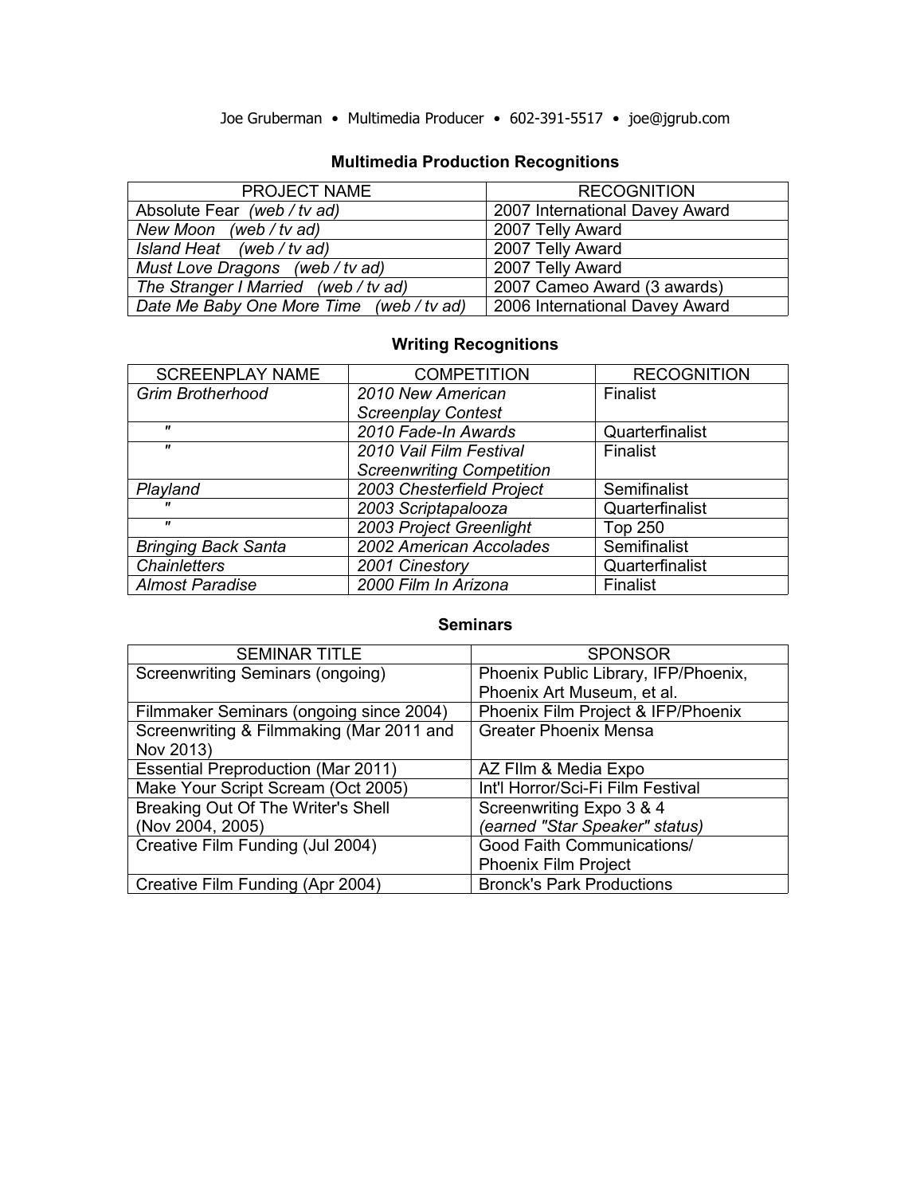Joe Gruberman • Multimedia Producer • 602-391-5517 • joe@jgrub.com

## Multimedia Production Recognitions

| PROJECT NAME | RECOGNITION |
|---|---|
| Absolute Fear *(web / tv ad)* | 2007 International Davey Award |
| *New Moon (web / tv ad)* | 2007 Telly Award |
| *Island Heat (web / tv ad)* | 2007 Telly Award |
| *Must Love Dragons (web / tv ad)* | 2007 Telly Award |
| *The Stranger I Married (web / tv ad)* | 2007 Cameo Award (3 awards) |
| *Date Me Baby One More Time (web / tv ad)* | 2006 International Davey Award |

## Writing Recognitions

| SCREENPLAY NAME | COMPETITION | RECOGNITION |
|---|---|---|
| *Grim Brotherhood* | *2010 New American Screenplay Contest* | Finalist |
| " | *2010 Fade-In Awards* | Quarterfinalist |
| " | *2010 Vail Film Festival Screenwriting Competition* | Finalist |
| *Playland* | *2003 Chesterfield Project* | Semifinalist |
| " | *2003 Scriptapalooza* | Quarterfinalist |
| " | *2003 Project Greenlight* | Top 250 |
| *Bringing Back Santa* | *2002 American Accolades* | Semifinalist |
| *Chainletters* | *2001 Cinestory* | Quarterfinalist |
| *Almost Paradise* | *2000 Film In Arizona* | Finalist |

## Seminars

| SEMINAR TITLE | SPONSOR |
|---|---|
| Screenwriting Seminars (ongoing) | Phoenix Public Library, IFP/Phoenix, Phoenix Art Museum, et al. |
| Filmmaker Seminars (ongoing since 2004) | Phoenix Film Project & IFP/Phoenix |
| Screenwriting & Filmmaking (Mar 2011 and Nov 2013) | Greater Phoenix Mensa |
| Essential Preproduction (Mar 2011) | AZ FIlm & Media Expo |
| Make Your Script Scream (Oct 2005) | Int'l Horror/Sci-Fi Film Festival |
| Breaking Out Of The Writer's Shell (Nov 2004, 2005) | Screenwriting Expo 3 & 4 *(earned "Star Speaker" status)* |
| Creative Film Funding (Jul 2004) | Good Faith Communications/ Phoenix Film Project |
| Creative Film Funding (Apr 2004) | Bronck's Park Productions |